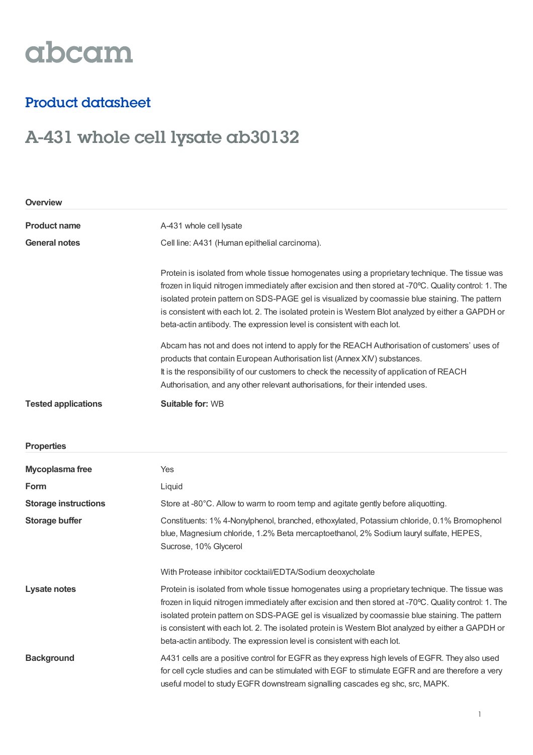abcam

## Product datasheet

# A-431 whole cell lysate ab30132

### Overview

| | |
|---|---|
| **Product name** | A-431 whole cell lysate |
| **General notes** | Cell line: A431 (Human epithelial carcinoma).<br><br>Protein is isolated from whole tissue homogenates using a proprietary technique. The tissue was frozen in liquid nitrogen immediately after excision and then stored at -70ºC. Quality control: 1. The isolated protein pattern on SDS-PAGE gel is visualized by coomassie blue staining. The pattern is consistent with each lot. 2. The isolated protein is Western Blot analyzed by either a GAPDH or beta-actin antibody. The expression level is consistent with each lot.<br><br>Abcam has not and does not intend to apply for the REACH Authorisation of customers' uses of products that contain European Authorisation list (Annex XIV) substances.<br>It is the responsibility of our customers to check the necessity of application of REACH Authorisation, and any other relevant authorisations, for their intended uses. |
| **Tested applications** | **Suitable for:** WB |

### Properties

| | |
|---|---|
| **Mycoplasma free** | Yes |
| **Form** | Liquid |
| **Storage instructions** | Store at -80°C. Allow to warm to room temp and agitate gently before aliquotting. |
| **Storage buffer** | Constituents: 1% 4-Nonylphenol, branched, ethoxylated, Potassium chloride, 0.1% Bromophenol blue, Magnesium chloride, 1.2% Beta mercaptoethanol, 2% Sodium lauryl sulfate, HEPES, Sucrose, 10% Glycerol<br><br>With Protease inhibitor cocktail/EDTA/Sodium deoxycholate |
| **Lysate notes** | Protein is isolated from whole tissue homogenates using a proprietary technique. The tissue was frozen in liquid nitrogen immediately after excision and then stored at -70ºC. Quality control: 1. The isolated protein pattern on SDS-PAGE gel is visualized by coomassie blue staining. The pattern is consistent with each lot. 2. The isolated protein is Western Blot analyzed by either a GAPDH or beta-actin antibody. The expression level is consistent with each lot. |
| **Background** | A431 cells are a positive control for EGFR as they express high levels of EGFR. They also used for cell cycle studies and can be stimulated with EGF to stimulate EGFR and are therefore a very useful model to study EGFR downstream signalling cascades eg shc, src, MAPK. |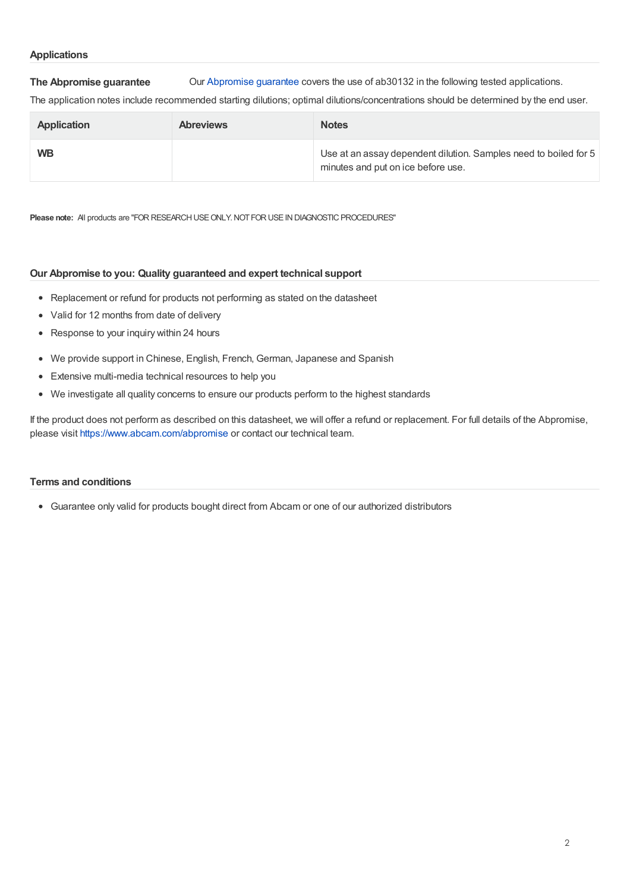## Applications

**The Abpromise guarantee** Our Abpromise guarantee covers the use of ab30132 in the following tested applications.

The application notes include recommended starting dilutions; optimal dilutions/concentrations should be determined by the end user.

| Application | Abreviews | Notes |
|---|---|---|
| **WB** | | Use at an assay dependent dilution. Samples need to boiled for 5 minutes and put on ice before use. |

**Please note:** All products are "FOR RESEARCH USE ONLY. NOT FOR USE IN DIAGNOSTIC PROCEDURES"

## Our Abpromise to you: Quality guaranteed and expert technical support

- Replacement or refund for products not performing as stated on the datasheet
- Valid for 12 months from date of delivery
- Response to your inquiry within 24 hours

- We provide support in Chinese, English, French, German, Japanese and Spanish
- Extensive multi-media technical resources to help you
- We investigate all quality concerns to ensure our products perform to the highest standards

If the product does not perform as described on this datasheet, we will offer a refund or replacement. For full details of the Abpromise, please visit https://www.abcam.com/abpromise or contact our technical team.

## Terms and conditions

- Guarantee only valid for products bought direct from Abcam or one of our authorized distributors